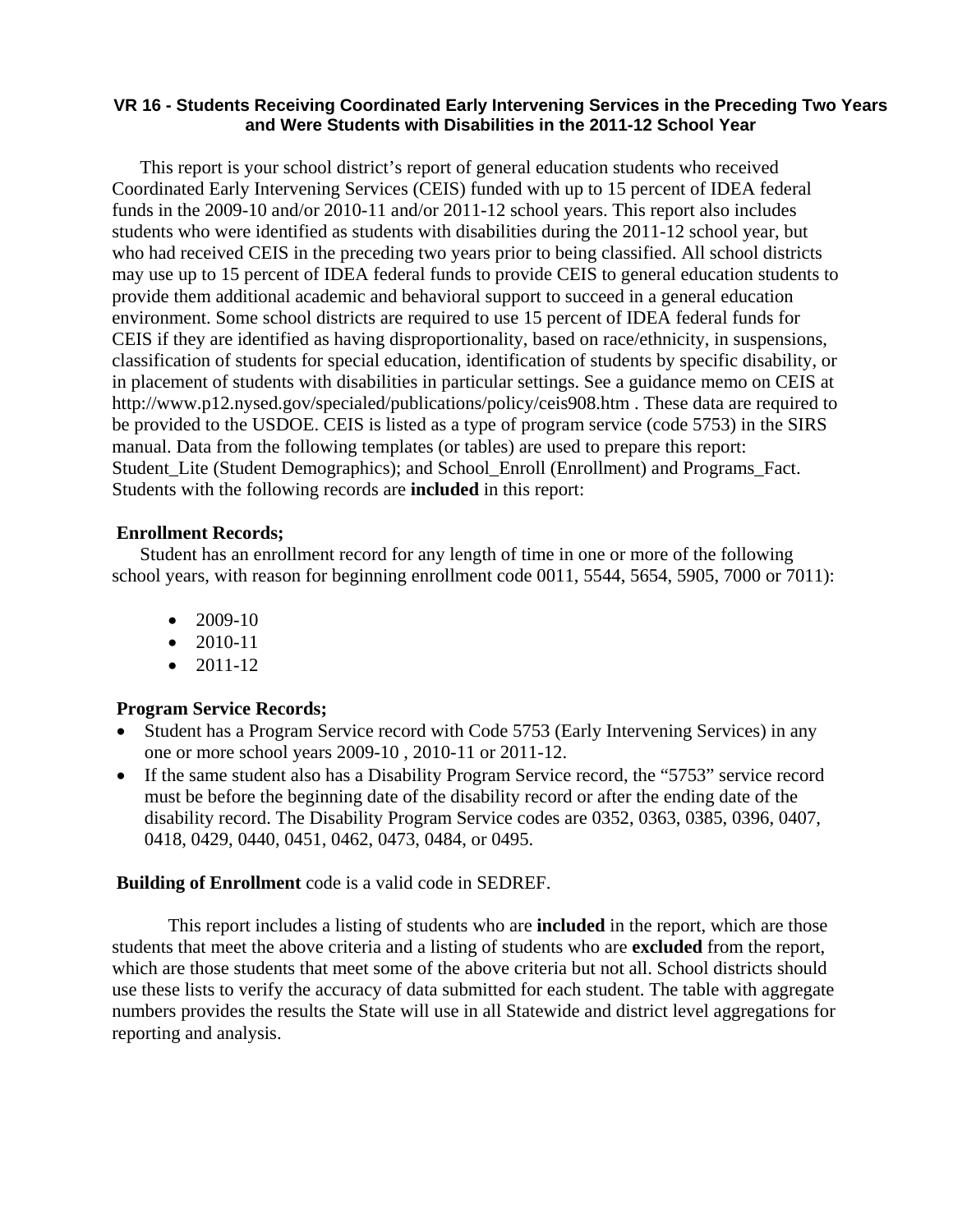# VR 16 - Students Receiving Coordinated Early Intervening Services in the Preceding Two Years and Were Students with Disabilities in the 2011-12 School Year

This report is your school district's report of general education students who received Coordinated Early Intervening Services (CEIS) funded with up to 15 percent of IDEA federal funds in the 2009-10 and/or 2010-11 and/or 2011-12 school years. This report also includes students who were identified as students with disabilities during the 2011-12 school year, but who had received CEIS in the preceding two years prior to being classified. All school districts may use up to 15 percent of IDEA federal funds to provide CEIS to general education students to provide them additional academic and behavioral support to succeed in a general education environment. Some school districts are required to use 15 percent of IDEA federal funds for CEIS if they are identified as having disproportionality, based on race/ethnicity, in suspensions, classification of students for special education, identification of students by specific disability, or in placement of students with disabilities in particular settings. See a guidance memo on CEIS at http://www.p12.nysed.gov/specialed/publications/policy/ceis908.htm . These data are required to be provided to the USDOE. CEIS is listed as a type of program service (code 5753) in the SIRS manual. Data from the following templates (or tables) are used to prepare this report: Student_Lite (Student Demographics); and School_Enroll (Enrollment) and Programs_Fact. Students with the following records are **included** in this report:

**Enrollment Records;**

Student has an enrollment record for any length of time in one or more of the following school years, with reason for beginning enrollment code 0011, 5544, 5654, 5905, 7000 or 7011):

- 2009-10
- 2010-11
- 2011-12

**Program Service Records;**

- Student has a Program Service record with Code 5753 (Early Intervening Services) in any one or more school years 2009-10 , 2010-11 or 2011-12.
- If the same student also has a Disability Program Service record, the "5753" service record must be before the beginning date of the disability record or after the ending date of the disability record. The Disability Program Service codes are 0352, 0363, 0385, 0396, 0407, 0418, 0429, 0440, 0451, 0462, 0473, 0484, or 0495.

**Building of Enrollment** code is a valid code in SEDREF.

This report includes a listing of students who are **included** in the report, which are those students that meet the above criteria and a listing of students who are **excluded** from the report, which are those students that meet some of the above criteria but not all. School districts should use these lists to verify the accuracy of data submitted for each student. The table with aggregate numbers provides the results the State will use in all Statewide and district level aggregations for reporting and analysis.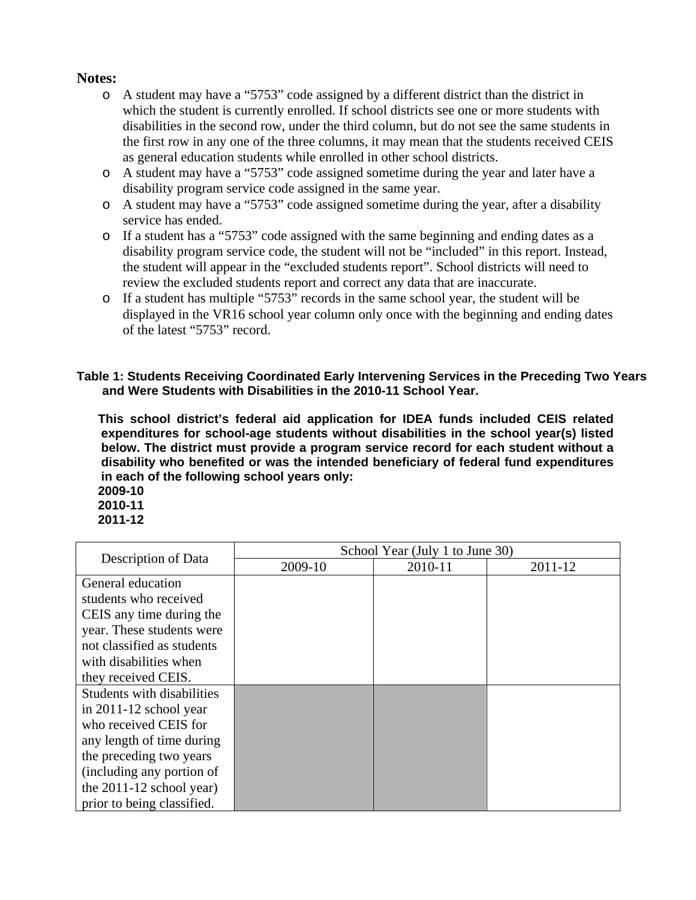**Notes:**

- A student may have a "5753" code assigned by a different district than the district in which the student is currently enrolled. If school districts see one or more students with disabilities in the second row, under the third column, but do not see the same students in the first row in any one of the three columns, it may mean that the students received CEIS as general education students while enrolled in other school districts.
- A student may have a "5753" code assigned sometime during the year and later have a disability program service code assigned in the same year.
- A student may have a "5753" code assigned sometime during the year, after a disability service has ended.
- If a student has a "5753" code assigned with the same beginning and ending dates as a disability program service code, the student will not be "included" in this report. Instead, the student will appear in the "excluded students report". School districts will need to review the excluded students report and correct any data that are inaccurate.
- If a student has multiple "5753" records in the same school year, the student will be displayed in the VR16 school year column only once with the beginning and ending dates of the latest "5753" record.

**Table 1: Students Receiving Coordinated Early Intervening Services in the Preceding Two Years and Were Students with Disabilities in the 2010-11 School Year.**

**This school district's federal aid application for IDEA funds included CEIS related expenditures for school-age students without disabilities in the school year(s) listed below. The district must provide a program service record for each student without a disability who benefited or was the intended beneficiary of federal fund expenditures in each of the following school years only:**
**2009-10**
**2010-11**
**2011-12**

| Description of Data | School Year (July 1 to June 30) | | |
|---|---|---|---|
| | 2009-10 | 2010-11 | 2011-12 |
| General education students who received CEIS any time during the year. These students were not classified as students with disabilities when they received CEIS. | | | |
| Students with disabilities in 2011-12 school year who received CEIS for any length of time during the preceding two years (including any portion of the 2011-12 school year) prior to being classified. | | | |